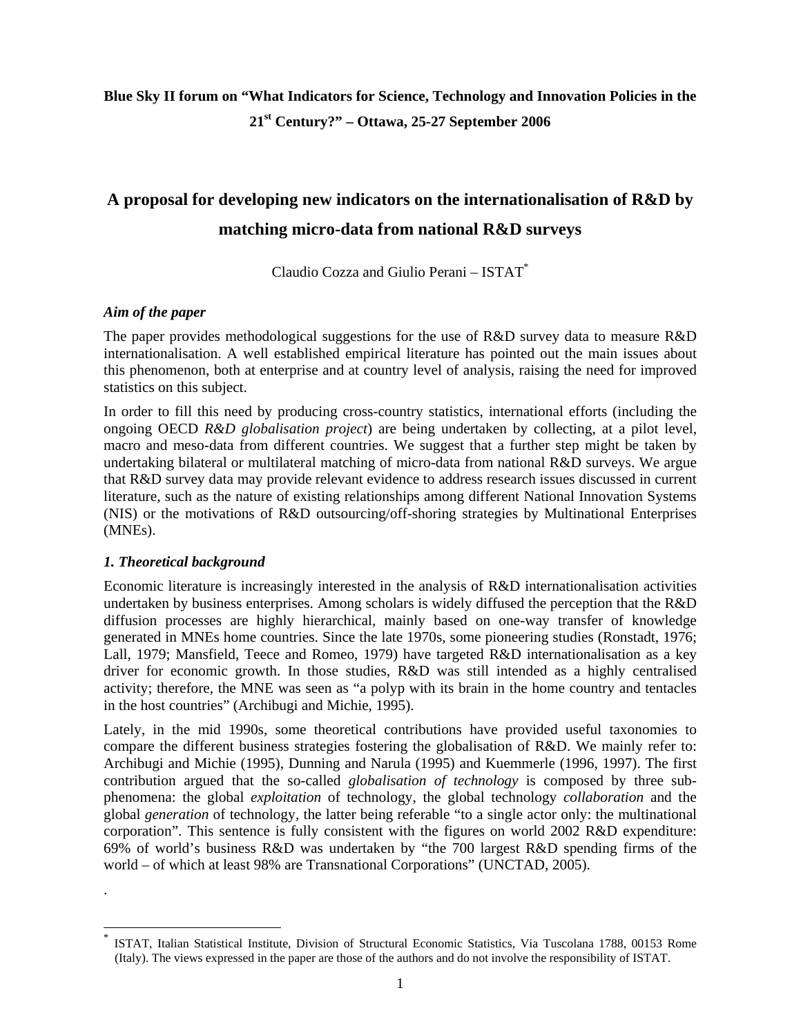**Blue Sky II forum on "What Indicators for Science, Technology and Innovation Policies in the 21st Century?" – Ottawa, 25-27 September 2006**

# A proposal for developing new indicators on the internationalisation of R&D by matching micro-data from national R&D surveys

Claudio Cozza and Giulio Perani – ISTAT[*]

### *Aim of the paper*

The paper provides methodological suggestions for the use of R&D survey data to measure R&D internationalisation. A well established empirical literature has pointed out the main issues about this phenomenon, both at enterprise and at country level of analysis, raising the need for improved statistics on this subject.

In order to fill this need by producing cross-country statistics, international efforts (including the ongoing OECD *R&D globalisation project*) are being undertaken by collecting, at a pilot level, macro and meso-data from different countries. We suggest that a further step might be taken by undertaking bilateral or multilateral matching of micro-data from national R&D surveys. We argue that R&D survey data may provide relevant evidence to address research issues discussed in current literature, such as the nature of existing relationships among different National Innovation Systems (NIS) or the motivations of R&D outsourcing/off-shoring strategies by Multinational Enterprises (MNEs).

### *1. Theoretical background*

Economic literature is increasingly interested in the analysis of R&D internationalisation activities undertaken by business enterprises. Among scholars is widely diffused the perception that the R&D diffusion processes are highly hierarchical, mainly based on one-way transfer of knowledge generated in MNEs home countries. Since the late 1970s, some pioneering studies (Ronstadt, 1976; Lall, 1979; Mansfield, Teece and Romeo, 1979) have targeted R&D internationalisation as a key driver for economic growth. In those studies, R&D was still intended as a highly centralised activity; therefore, the MNE was seen as "a polyp with its brain in the home country and tentacles in the host countries" (Archibugi and Michie, 1995).

Lately, in the mid 1990s, some theoretical contributions have provided useful taxonomies to compare the different business strategies fostering the globalisation of R&D. We mainly refer to: Archibugi and Michie (1995), Dunning and Narula (1995) and Kuemmerle (1996, 1997). The first contribution argued that the so-called *globalisation of technology* is composed by three sub-phenomena: the global *exploitation* of technology, the global technology *collaboration* and the global *generation* of technology, the latter being referable "to a single actor only: the multinational corporation". This sentence is fully consistent with the figures on world 2002 R&D expenditure: 69% of world's business R&D was undertaken by "the 700 largest R&D spending firms of the world – of which at least 98% are Transnational Corporations" (UNCTAD, 2005).

.

[*] ISTAT, Italian Statistical Institute, Division of Structural Economic Statistics, Via Tuscolana 1788, 00153 Rome (Italy). The views expressed in the paper are those of the authors and do not involve the responsibility of ISTAT.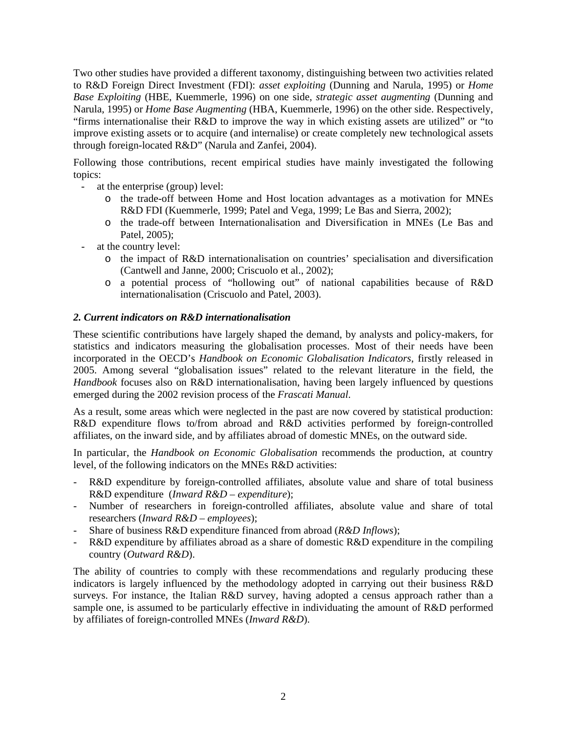Two other studies have provided a different taxonomy, distinguishing between two activities related to R&D Foreign Direct Investment (FDI): *asset exploiting* (Dunning and Narula, 1995) or *Home Base Exploiting* (HBE, Kuemmerle, 1996) on one side, *strategic asset augmenting* (Dunning and Narula, 1995) or *Home Base Augmenting* (HBA, Kuemmerle, 1996) on the other side. Respectively, "firms internationalise their R&D to improve the way in which existing assets are utilized" or "to improve existing assets or to acquire (and internalise) or create completely new technological assets through foreign-located R&D" (Narula and Zanfei, 2004).

Following those contributions, recent empirical studies have mainly investigated the following topics:

- at the enterprise (group) level:
  - the trade-off between Home and Host location advantages as a motivation for MNEs R&D FDI (Kuemmerle, 1999; Patel and Vega, 1999; Le Bas and Sierra, 2002);
  - the trade-off between Internationalisation and Diversification in MNEs (Le Bas and Patel, 2005);
- at the country level:
  - the impact of R&D internationalisation on countries' specialisation and diversification (Cantwell and Janne, 2000; Criscuolo et al., 2002);
  - a potential process of "hollowing out" of national capabilities because of R&D internationalisation (Criscuolo and Patel, 2003).

### *2. Current indicators on R&D internationalisation*

These scientific contributions have largely shaped the demand, by analysts and policy-makers, for statistics and indicators measuring the globalisation processes. Most of their needs have been incorporated in the OECD's *Handbook on Economic Globalisation Indicators*, firstly released in 2005. Among several "globalisation issues" related to the relevant literature in the field, the *Handbook* focuses also on R&D internationalisation, having been largely influenced by questions emerged during the 2002 revision process of the *Frascati Manual*.

As a result, some areas which were neglected in the past are now covered by statistical production: R&D expenditure flows to/from abroad and R&D activities performed by foreign-controlled affiliates, on the inward side, and by affiliates abroad of domestic MNEs, on the outward side.

In particular, the *Handbook on Economic Globalisation* recommends the production, at country level, of the following indicators on the MNEs R&D activities:

- R&D expenditure by foreign-controlled affiliates, absolute value and share of total business R&D expenditure (*Inward R&D – expenditure*);
- Number of researchers in foreign-controlled affiliates, absolute value and share of total researchers (*Inward R&D – employees*);
- Share of business R&D expenditure financed from abroad (*R&D Inflows*);
- R&D expenditure by affiliates abroad as a share of domestic R&D expenditure in the compiling country (*Outward R&D*).

The ability of countries to comply with these recommendations and regularly producing these indicators is largely influenced by the methodology adopted in carrying out their business R&D surveys. For instance, the Italian R&D survey, having adopted a census approach rather than a sample one, is assumed to be particularly effective in individuating the amount of R&D performed by affiliates of foreign-controlled MNEs (*Inward R&D*).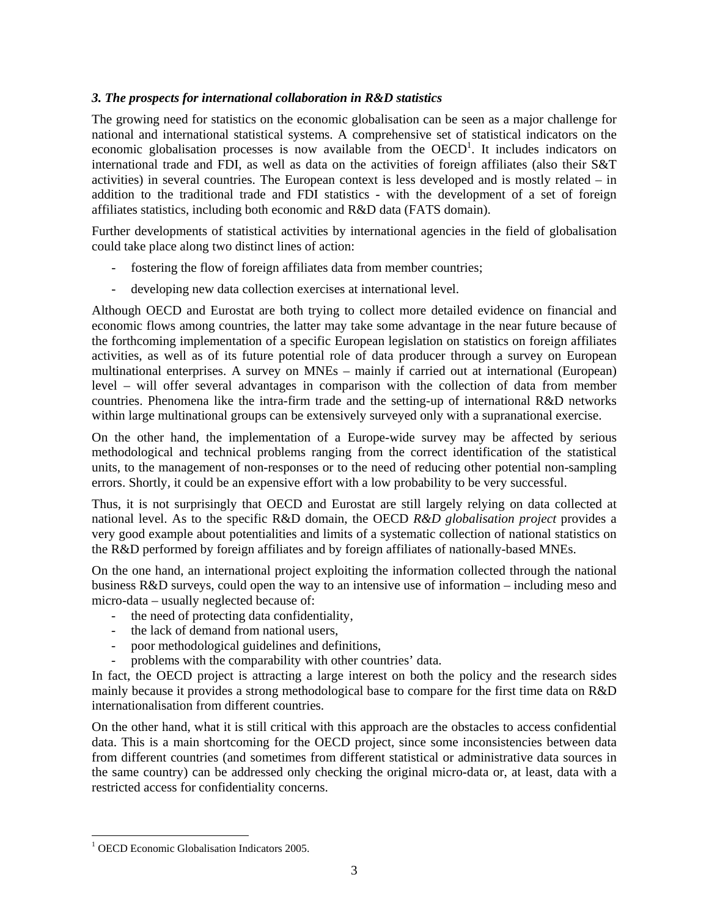### *3. The prospects for international collaboration in R&D statistics*

The growing need for statistics on the economic globalisation can be seen as a major challenge for national and international statistical systems. A comprehensive set of statistical indicators on the economic globalisation processes is now available from the OECD[1]. It includes indicators on international trade and FDI, as well as data on the activities of foreign affiliates (also their S&T activities) in several countries. The European context is less developed and is mostly related – in addition to the traditional trade and FDI statistics - with the development of a set of foreign affiliates statistics, including both economic and R&D data (FATS domain).

Further developments of statistical activities by international agencies in the field of globalisation could take place along two distinct lines of action:

- fostering the flow of foreign affiliates data from member countries;
- developing new data collection exercises at international level.

Although OECD and Eurostat are both trying to collect more detailed evidence on financial and economic flows among countries, the latter may take some advantage in the near future because of the forthcoming implementation of a specific European legislation on statistics on foreign affiliates activities, as well as of its future potential role of data producer through a survey on European multinational enterprises. A survey on MNEs – mainly if carried out at international (European) level – will offer several advantages in comparison with the collection of data from member countries. Phenomena like the intra-firm trade and the setting-up of international R&D networks within large multinational groups can be extensively surveyed only with a supranational exercise.

On the other hand, the implementation of a Europe-wide survey may be affected by serious methodological and technical problems ranging from the correct identification of the statistical units, to the management of non-responses or to the need of reducing other potential non-sampling errors. Shortly, it could be an expensive effort with a low probability to be very successful.

Thus, it is not surprisingly that OECD and Eurostat are still largely relying on data collected at national level. As to the specific R&D domain, the OECD *R&D globalisation project* provides a very good example about potentialities and limits of a systematic collection of national statistics on the R&D performed by foreign affiliates and by foreign affiliates of nationally-based MNEs.

On the one hand, an international project exploiting the information collected through the national business R&D surveys, could open the way to an intensive use of information – including meso and micro-data – usually neglected because of:

- the need of protecting data confidentiality,
- the lack of demand from national users,
- poor methodological guidelines and definitions,
- problems with the comparability with other countries' data.

In fact, the OECD project is attracting a large interest on both the policy and the research sides mainly because it provides a strong methodological base to compare for the first time data on R&D internationalisation from different countries.

On the other hand, what it is still critical with this approach are the obstacles to access confidential data. This is a main shortcoming for the OECD project, since some inconsistencies between data from different countries (and sometimes from different statistical or administrative data sources in the same country) can be addressed only checking the original micro-data or, at least, data with a restricted access for confidentiality concerns.

---

[1] OECD Economic Globalisation Indicators 2005.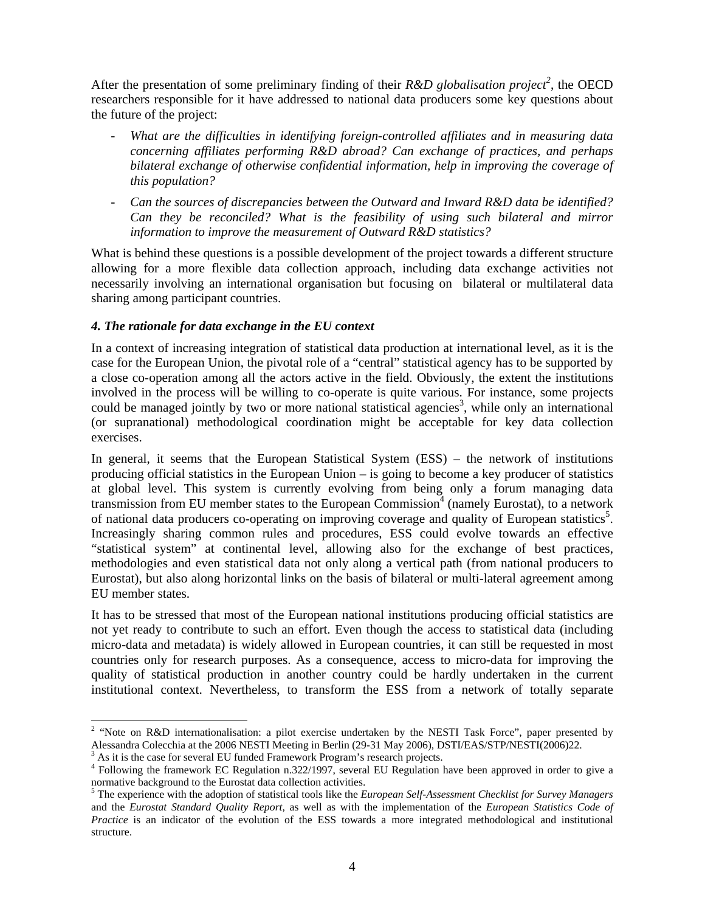After the presentation of some preliminary finding of their *R&D globalisation project*[2], the OECD researchers responsible for it have addressed to national data producers some key questions about the future of the project:

- *What are the difficulties in identifying foreign-controlled affiliates and in measuring data concerning affiliates performing R&D abroad? Can exchange of practices, and perhaps bilateral exchange of otherwise confidential information, help in improving the coverage of this population?*
- *Can the sources of discrepancies between the Outward and Inward R&D data be identified? Can they be reconciled? What is the feasibility of using such bilateral and mirror information to improve the measurement of Outward R&D statistics?*

What is behind these questions is a possible development of the project towards a different structure allowing for a more flexible data collection approach, including data exchange activities not necessarily involving an international organisation but focusing on bilateral or multilateral data sharing among participant countries.

### *4. The rationale for data exchange in the EU context*

In a context of increasing integration of statistical data production at international level, as it is the case for the European Union, the pivotal role of a "central" statistical agency has to be supported by a close co-operation among all the actors active in the field. Obviously, the extent the institutions involved in the process will be willing to co-operate is quite various. For instance, some projects could be managed jointly by two or more national statistical agencies[3], while only an international (or supranational) methodological coordination might be acceptable for key data collection exercises.

In general, it seems that the European Statistical System (ESS) – the network of institutions producing official statistics in the European Union – is going to become a key producer of statistics at global level. This system is currently evolving from being only a forum managing data transmission from EU member states to the European Commission[4] (namely Eurostat), to a network of national data producers co-operating on improving coverage and quality of European statistics[5]. Increasingly sharing common rules and procedures, ESS could evolve towards an effective "statistical system" at continental level, allowing also for the exchange of best practices, methodologies and even statistical data not only along a vertical path (from national producers to Eurostat), but also along horizontal links on the basis of bilateral or multi-lateral agreement among EU member states.

It has to be stressed that most of the European national institutions producing official statistics are not yet ready to contribute to such an effort. Even though the access to statistical data (including micro-data and metadata) is widely allowed in European countries, it can still be requested in most countries only for research purposes. As a consequence, access to micro-data for improving the quality of statistical production in another country could be hardly undertaken in the current institutional context. Nevertheless, to transform the ESS from a network of totally separate

---

[2] "Note on R&D internationalisation: a pilot exercise undertaken by the NESTI Task Force", paper presented by Alessandra Colecchia at the 2006 NESTI Meeting in Berlin (29-31 May 2006), DSTI/EAS/STP/NESTI(2006)22.

[3] As it is the case for several EU funded Framework Program's research projects.

[4] Following the framework EC Regulation n.322/1997, several EU Regulation have been approved in order to give a normative background to the Eurostat data collection activities.

[5] The experience with the adoption of statistical tools like the *European Self-Assessment Checklist for Survey Managers* and the *Eurostat Standard Quality Report*, as well as with the implementation of the *European Statistics Code of Practice* is an indicator of the evolution of the ESS towards a more integrated methodological and institutional structure.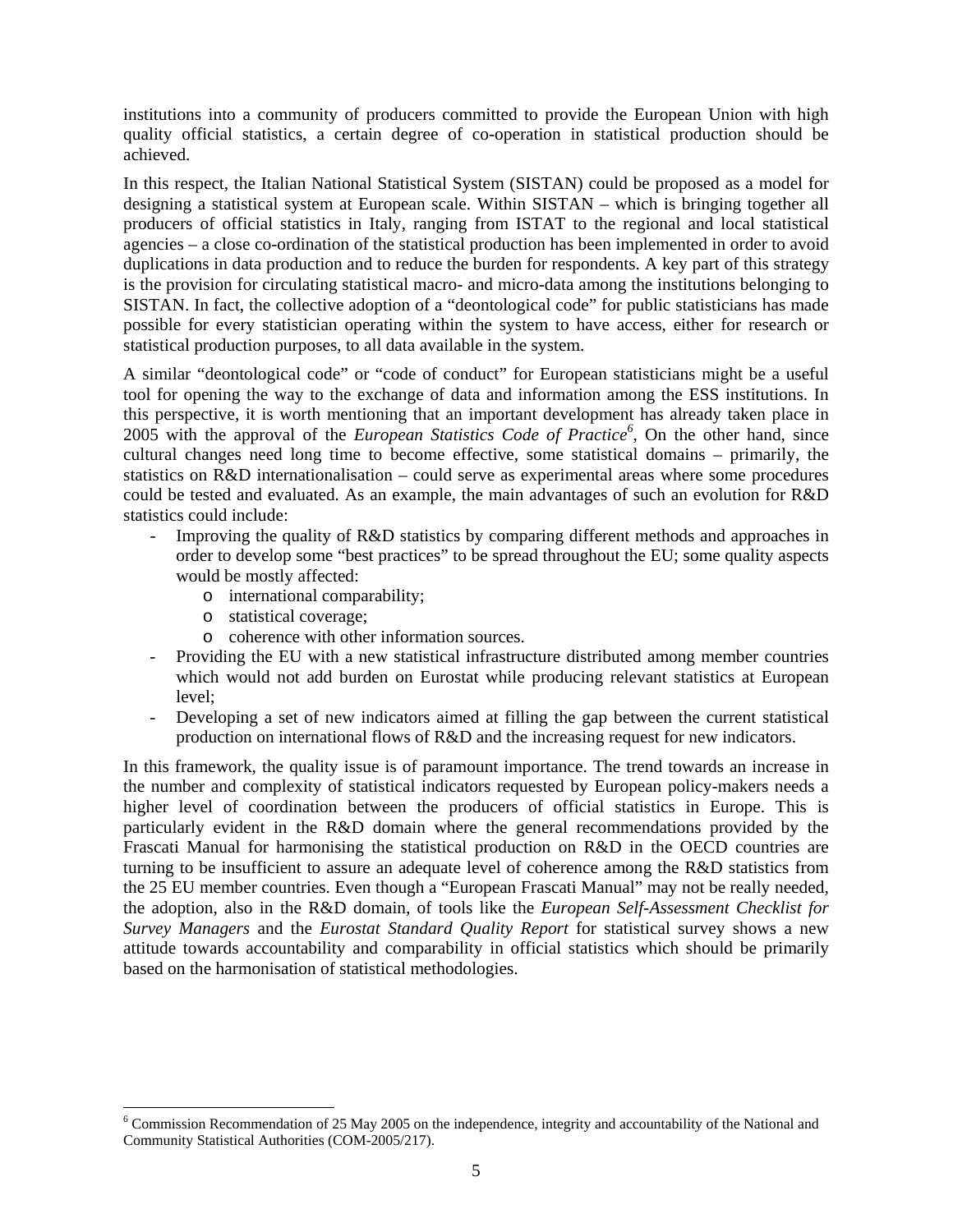institutions into a community of producers committed to provide the European Union with high quality official statistics, a certain degree of co-operation in statistical production should be achieved.

In this respect, the Italian National Statistical System (SISTAN) could be proposed as a model for designing a statistical system at European scale. Within SISTAN – which is bringing together all producers of official statistics in Italy, ranging from ISTAT to the regional and local statistical agencies – a close co-ordination of the statistical production has been implemented in order to avoid duplications in data production and to reduce the burden for respondents. A key part of this strategy is the provision for circulating statistical macro- and micro-data among the institutions belonging to SISTAN. In fact, the collective adoption of a "deontological code" for public statisticians has made possible for every statistician operating within the system to have access, either for research or statistical production purposes, to all data available in the system.

A similar "deontological code" or "code of conduct" for European statisticians might be a useful tool for opening the way to the exchange of data and information among the ESS institutions. In this perspective, it is worth mentioning that an important development has already taken place in 2005 with the approval of the *European Statistics Code of Practice*[6], On the other hand, since cultural changes need long time to become effective, some statistical domains – primarily, the statistics on R&D internationalisation – could serve as experimental areas where some procedures could be tested and evaluated. As an example, the main advantages of such an evolution for R&D statistics could include:

- Improving the quality of R&D statistics by comparing different methods and approaches in order to develop some "best practices" to be spread throughout the EU; some quality aspects would be mostly affected:
  - international comparability;
  - statistical coverage;
  - coherence with other information sources.
- Providing the EU with a new statistical infrastructure distributed among member countries which would not add burden on Eurostat while producing relevant statistics at European level;
- Developing a set of new indicators aimed at filling the gap between the current statistical production on international flows of R&D and the increasing request for new indicators.

In this framework, the quality issue is of paramount importance. The trend towards an increase in the number and complexity of statistical indicators requested by European policy-makers needs a higher level of coordination between the producers of official statistics in Europe. This is particularly evident in the R&D domain where the general recommendations provided by the Frascati Manual for harmonising the statistical production on R&D in the OECD countries are turning to be insufficient to assure an adequate level of coherence among the R&D statistics from the 25 EU member countries. Even though a "European Frascati Manual" may not be really needed, the adoption, also in the R&D domain, of tools like the *European Self-Assessment Checklist for Survey Managers* and the *Eurostat Standard Quality Report* for statistical survey shows a new attitude towards accountability and comparability in official statistics which should be primarily based on the harmonisation of statistical methodologies.

[6] Commission Recommendation of 25 May 2005 on the independence, integrity and accountability of the National and Community Statistical Authorities (COM-2005/217).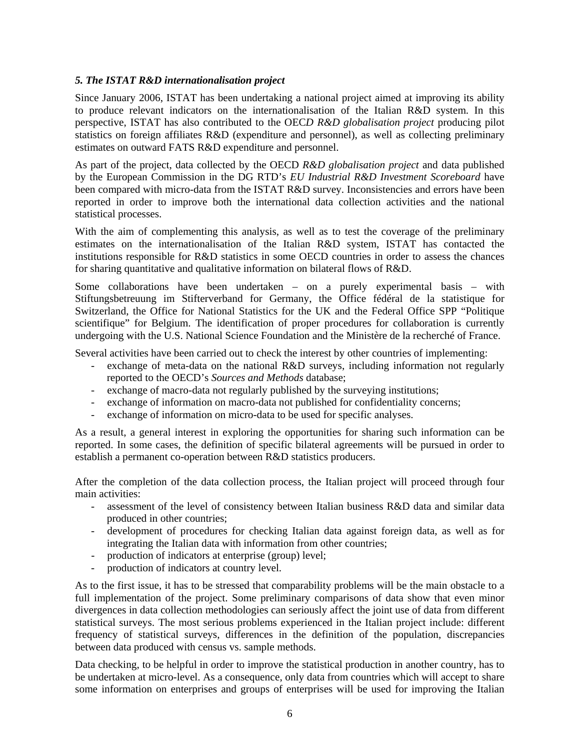### *5. The ISTAT R&D internationalisation project*

Since January 2006, ISTAT has been undertaking a national project aimed at improving its ability to produce relevant indicators on the internationalisation of the Italian R&D system. In this perspective, ISTAT has also contributed to the OEC*D R&D globalisation project* producing pilot statistics on foreign affiliates R&D (expenditure and personnel), as well as collecting preliminary estimates on outward FATS R&D expenditure and personnel.

As part of the project, data collected by the OECD *R&D globalisation project* and data published by the European Commission in the DG RTD's *EU Industrial R&D Investment Scoreboard* have been compared with micro-data from the ISTAT R&D survey. Inconsistencies and errors have been reported in order to improve both the international data collection activities and the national statistical processes.

With the aim of complementing this analysis, as well as to test the coverage of the preliminary estimates on the internationalisation of the Italian R&D system, ISTAT has contacted the institutions responsible for R&D statistics in some OECD countries in order to assess the chances for sharing quantitative and qualitative information on bilateral flows of R&D.

Some collaborations have been undertaken – on a purely experimental basis – with Stiftungsbetreuung im Stifterverband for Germany, the Office fédéral de la statistique for Switzerland, the Office for National Statistics for the UK and the Federal Office SPP "Politique scientifique" for Belgium. The identification of proper procedures for collaboration is currently undergoing with the U.S. National Science Foundation and the Ministère de la recherché of France.

Several activities have been carried out to check the interest by other countries of implementing:

- exchange of meta-data on the national R&D surveys, including information not regularly reported to the OECD's *Sources and Methods* database;
- exchange of macro-data not regularly published by the surveying institutions;
- exchange of information on macro-data not published for confidentiality concerns;
- exchange of information on micro-data to be used for specific analyses.

As a result, a general interest in exploring the opportunities for sharing such information can be reported. In some cases, the definition of specific bilateral agreements will be pursued in order to establish a permanent co-operation between R&D statistics producers.

After the completion of the data collection process, the Italian project will proceed through four main activities:

- assessment of the level of consistency between Italian business R&D data and similar data produced in other countries;
- development of procedures for checking Italian data against foreign data, as well as for integrating the Italian data with information from other countries;
- production of indicators at enterprise (group) level;
- production of indicators at country level.

As to the first issue, it has to be stressed that comparability problems will be the main obstacle to a full implementation of the project. Some preliminary comparisons of data show that even minor divergences in data collection methodologies can seriously affect the joint use of data from different statistical surveys. The most serious problems experienced in the Italian project include: different frequency of statistical surveys, differences in the definition of the population, discrepancies between data produced with census vs. sample methods.

Data checking, to be helpful in order to improve the statistical production in another country, has to be undertaken at micro-level. As a consequence, only data from countries which will accept to share some information on enterprises and groups of enterprises will be used for improving the Italian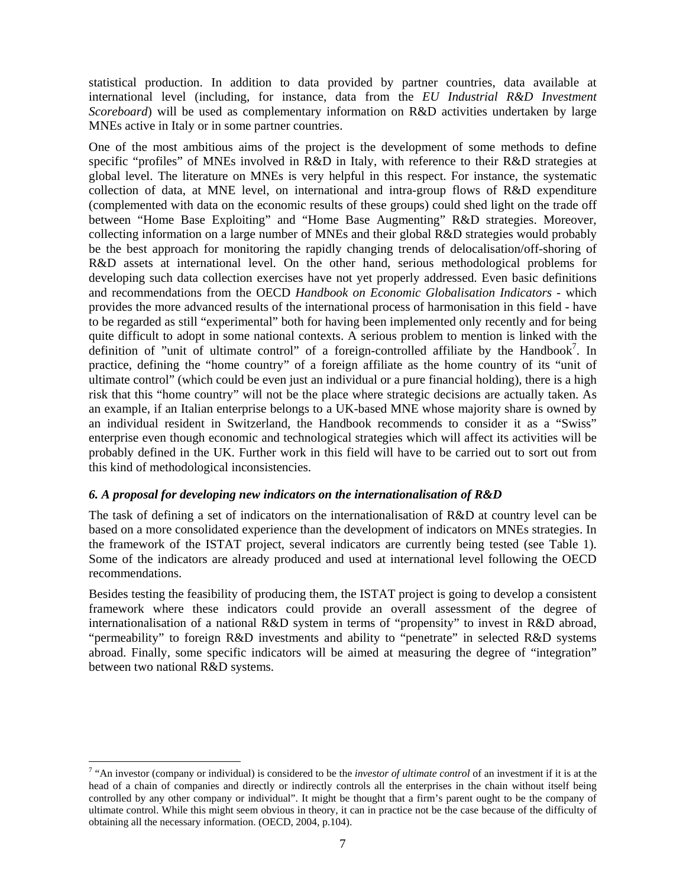statistical production. In addition to data provided by partner countries, data available at international level (including, for instance, data from the *EU Industrial R&D Investment Scoreboard*) will be used as complementary information on R&D activities undertaken by large MNEs active in Italy or in some partner countries.

One of the most ambitious aims of the project is the development of some methods to define specific "profiles" of MNEs involved in R&D in Italy, with reference to their R&D strategies at global level. The literature on MNEs is very helpful in this respect. For instance, the systematic collection of data, at MNE level, on international and intra-group flows of R&D expenditure (complemented with data on the economic results of these groups) could shed light on the trade off between "Home Base Exploiting" and "Home Base Augmenting" R&D strategies. Moreover, collecting information on a large number of MNEs and their global R&D strategies would probably be the best approach for monitoring the rapidly changing trends of delocalisation/off-shoring of R&D assets at international level. On the other hand, serious methodological problems for developing such data collection exercises have not yet properly addressed. Even basic definitions and recommendations from the OECD *Handbook on Economic Globalisation Indicators* - which provides the more advanced results of the international process of harmonisation in this field - have to be regarded as still "experimental" both for having been implemented only recently and for being quite difficult to adopt in some national contexts. A serious problem to mention is linked with the definition of "unit of ultimate control" of a foreign-controlled affiliate by the Handbook[7]. In practice, defining the "home country" of a foreign affiliate as the home country of its "unit of ultimate control" (which could be even just an individual or a pure financial holding), there is a high risk that this "home country" will not be the place where strategic decisions are actually taken. As an example, if an Italian enterprise belongs to a UK-based MNE whose majority share is owned by an individual resident in Switzerland, the Handbook recommends to consider it as a "Swiss" enterprise even though economic and technological strategies which will affect its activities will be probably defined in the UK. Further work in this field will have to be carried out to sort out from this kind of methodological inconsistencies.

### *6. A proposal for developing new indicators on the internationalisation of R&D*

The task of defining a set of indicators on the internationalisation of R&D at country level can be based on a more consolidated experience than the development of indicators on MNEs strategies. In the framework of the ISTAT project, several indicators are currently being tested (see Table 1). Some of the indicators are already produced and used at international level following the OECD recommendations.

Besides testing the feasibility of producing them, the ISTAT project is going to develop a consistent framework where these indicators could provide an overall assessment of the degree of internationalisation of a national R&D system in terms of "propensity" to invest in R&D abroad, "permeability" to foreign R&D investments and ability to "penetrate" in selected R&D systems abroad. Finally, some specific indicators will be aimed at measuring the degree of "integration" between two national R&D systems.

---

[7] "An investor (company or individual) is considered to be the *investor of ultimate control* of an investment if it is at the head of a chain of companies and directly or indirectly controls all the enterprises in the chain without itself being controlled by any other company or individual". It might be thought that a firm's parent ought to be the company of ultimate control. While this might seem obvious in theory, it can in practice not be the case because of the difficulty of obtaining all the necessary information. (OECD, 2004, p.104).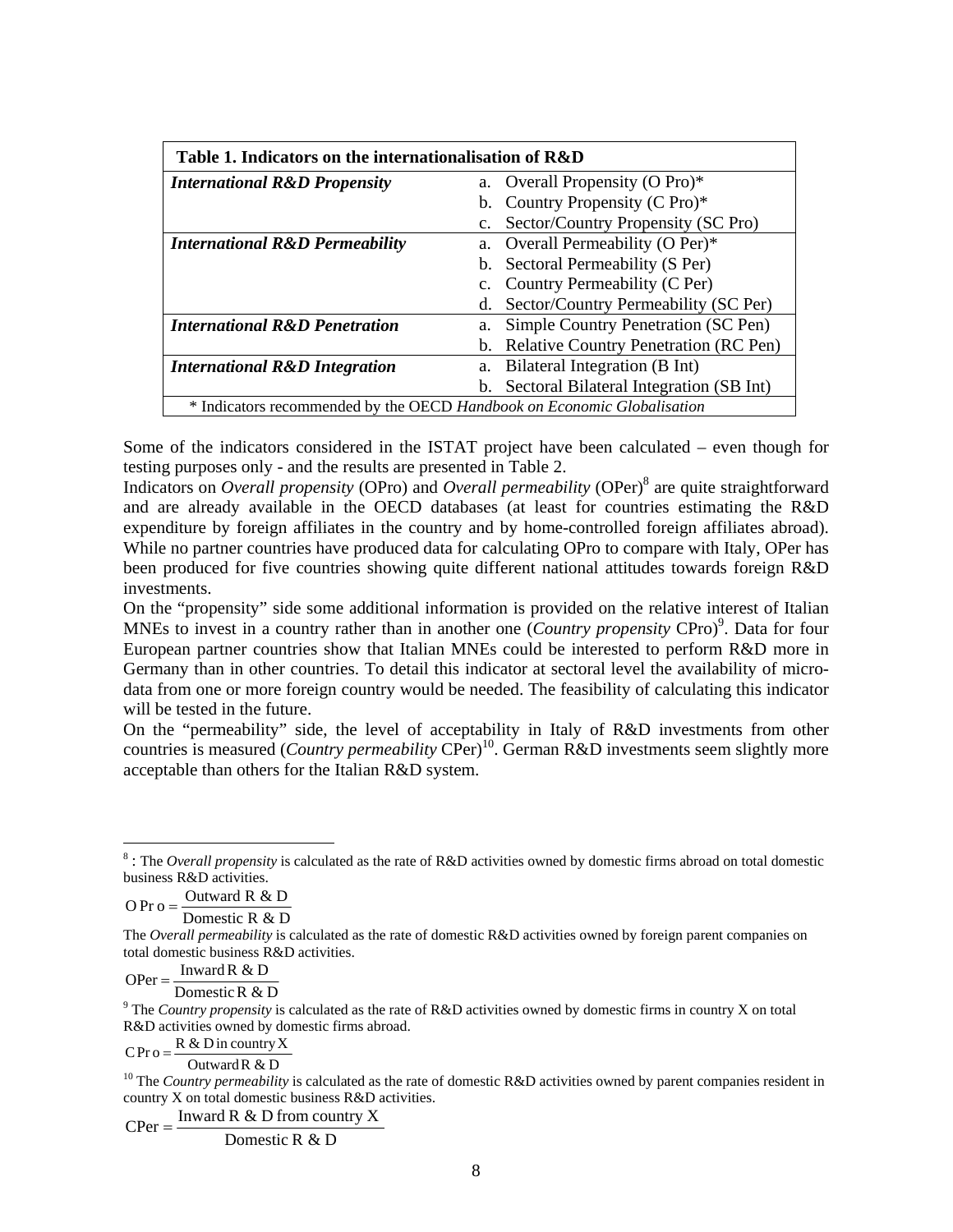| **Table 1. Indicators on the internationalisation of R&D** | |
|---|---|
| ***International R&D Propensity*** | a. Overall Propensity (O Pro)* |
| | b. Country Propensity (C Pro)* |
| | c. Sector/Country Propensity (SC Pro) |
| ***International R&D Permeability*** | a. Overall Permeability (O Per)* |
| | b. Sectoral Permeability (S Per) |
| | c. Country Permeability (C Per) |
| | d. Sector/Country Permeability (SC Per) |
| ***International R&D Penetration*** | a. Simple Country Penetration (SC Pen) |
| | b. Relative Country Penetration (RC Pen) |
| ***International R&D Integration*** | a. Bilateral Integration (B Int) |
| | b. Sectoral Bilateral Integration (SB Int) |

\* Indicators recommended by the OECD *Handbook on Economic Globalisation*

Some of the indicators considered in the ISTAT project have been calculated – even though for testing purposes only - and the results are presented in Table 2.
Indicators on *Overall propensity* (OPro) and *Overall permeability* (OPer)[8] are quite straightforward and are already available in the OECD databases (at least for countries estimating the R&D expenditure by foreign affiliates in the country and by home-controlled foreign affiliates abroad). While no partner countries have produced data for calculating OPro to compare with Italy, OPer has been produced for five countries showing quite different national attitudes towards foreign R&D investments.
On the "propensity" side some additional information is provided on the relative interest of Italian MNEs to invest in a country rather than in another one (*Country propensity* CPro)[9]. Data for four European partner countries show that Italian MNEs could be interested to perform R&D more in Germany than in other countries. To detail this indicator at sectoral level the availability of micro-data from one or more foreign country would be needed. The feasibility of calculating this indicator will be tested in the future.
On the "permeability" side, the level of acceptability in Italy of R&D investments from other countries is measured (*Country permeability* CPer)[10]. German R&D investments seem slightly more acceptable than others for the Italian R&D system.

---

[8] : The *Overall propensity* is calculated as the rate of R&D activities owned by domestic firms abroad on total domestic business R&D activities.

$$\text{OPro} = \frac{\text{Outward R \& D}}{\text{Domestic R \& D}}$$

The *Overall permeability* is calculated as the rate of domestic R&D activities owned by foreign parent companies on total domestic business R&D activities.

$$\text{OPer} = \frac{\text{Inward R \& D}}{\text{Domestic R \& D}}$$

[9] The *Country propensity* is calculated as the rate of R&D activities owned by domestic firms in country X on total R&D activities owned by domestic firms abroad.

$$\text{CPro} = \frac{\text{R \& D in country X}}{\text{Outward R \& D}}$$

[10] The *Country permeability* is calculated as the rate of domestic R&D activities owned by parent companies resident in country X on total domestic business R&D activities.

$$\text{CPer} = \frac{\text{Inward R \& D from country X}}{\text{Domestic R \& D}}$$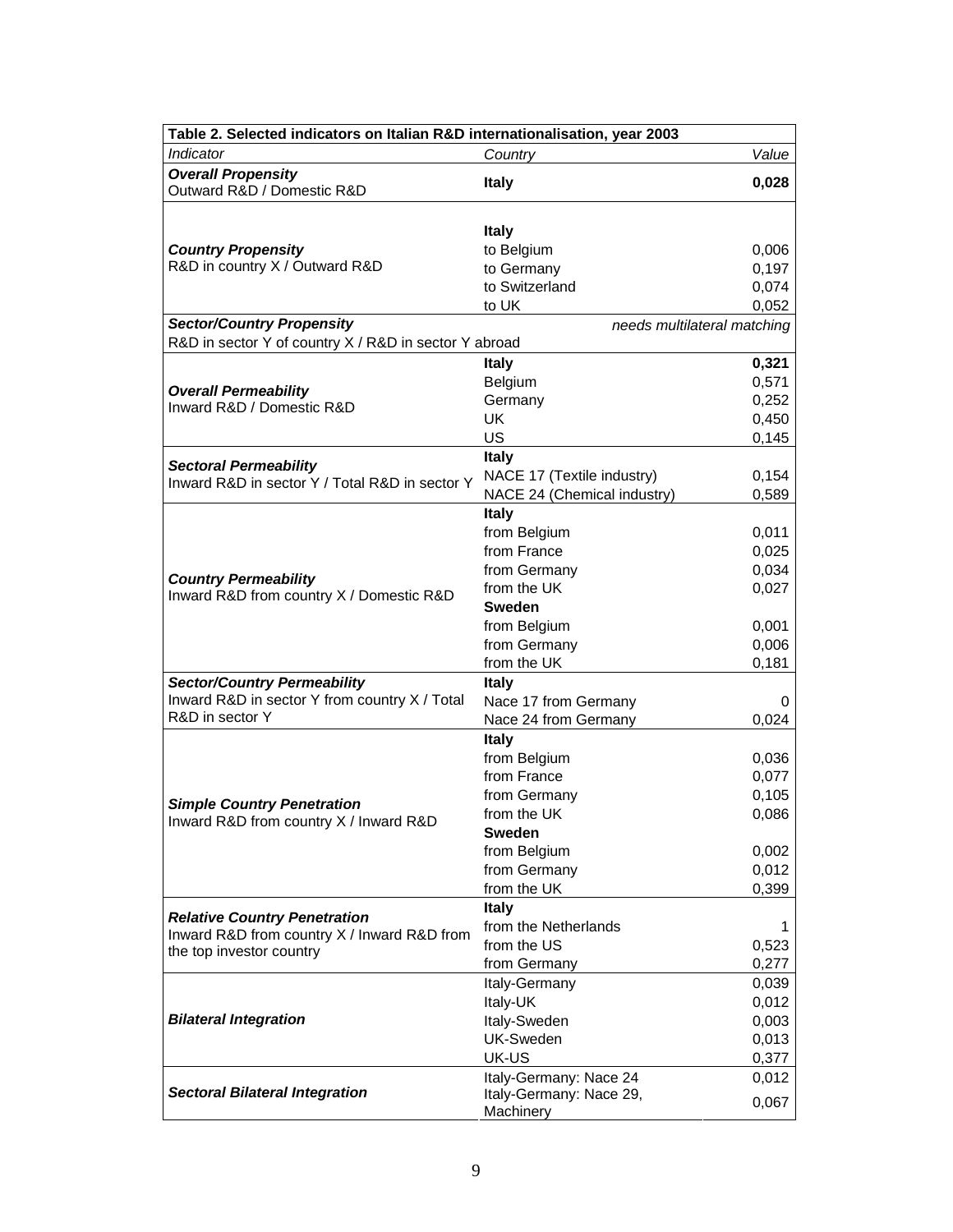| Table 2. Selected indicators on Italian R&D internationalisation, year 2003 | | |
|---|---|---|
| *Indicator* | *Country* | *Value* |
| ***Overall Propensity*** Outward R&D / Domestic R&D | **Italy** | **0,028** |
| ***Country Propensity*** R&D in country X / Outward R&D | **Italy** | |
| | to Belgium | 0,006 |
| | to Germany | 0,197 |
| | to Switzerland | 0,074 |
| | to UK | 0,052 |
| ***Sector/Country Propensity*** R&D in sector Y of country X / R&D in sector Y abroad | *needs multilateral matching* | |
| ***Overall Permeability*** Inward R&D / Domestic R&D | **Italy** | **0,321** |
| | Belgium | 0,571 |
| | Germany | 0,252 |
| | UK | 0,450 |
| | US | 0,145 |
| ***Sectoral Permeability*** Inward R&D in sector Y / Total R&D in sector Y | **Italy** | |
| | NACE 17 (Textile industry) | 0,154 |
| | NACE 24 (Chemical industry) | 0,589 |
| ***Country Permeability*** Inward R&D from country X / Domestic R&D | **Italy** | |
| | from Belgium | 0,011 |
| | from France | 0,025 |
| | from Germany | 0,034 |
| | from the UK | 0,027 |
| | **Sweden** | |
| | from Belgium | 0,001 |
| | from Germany | 0,006 |
| | from the UK | 0,181 |
| ***Sector/Country Permeability*** Inward R&D in sector Y from country X / Total R&D in sector Y | **Italy** | |
| | Nace 17 from Germany | 0 |
| | Nace 24 from Germany | 0,024 |
| ***Simple Country Penetration*** Inward R&D from country X / Inward R&D | **Italy** | |
| | from Belgium | 0,036 |
| | from France | 0,077 |
| | from Germany | 0,105 |
| | from the UK | 0,086 |
| | **Sweden** | |
| | from Belgium | 0,002 |
| | from Germany | 0,012 |
| | from the UK | 0,399 |
| ***Relative Country Penetration*** Inward R&D from country X / Inward R&D from the top investor country | **Italy** | |
| | from the Netherlands | 1 |
| | from the US | 0,523 |
| | from Germany | 0,277 |
| ***Bilateral Integration*** | Italy-Germany | 0,039 |
| | Italy-UK | 0,012 |
| | Italy-Sweden | 0,003 |
| | UK-Sweden | 0,013 |
| | UK-US | 0,377 |
| ***Sectoral Bilateral Integration*** | Italy-Germany: Nace 24 | 0,012 |
| | Italy-Germany: Nace 29, Machinery | 0,067 |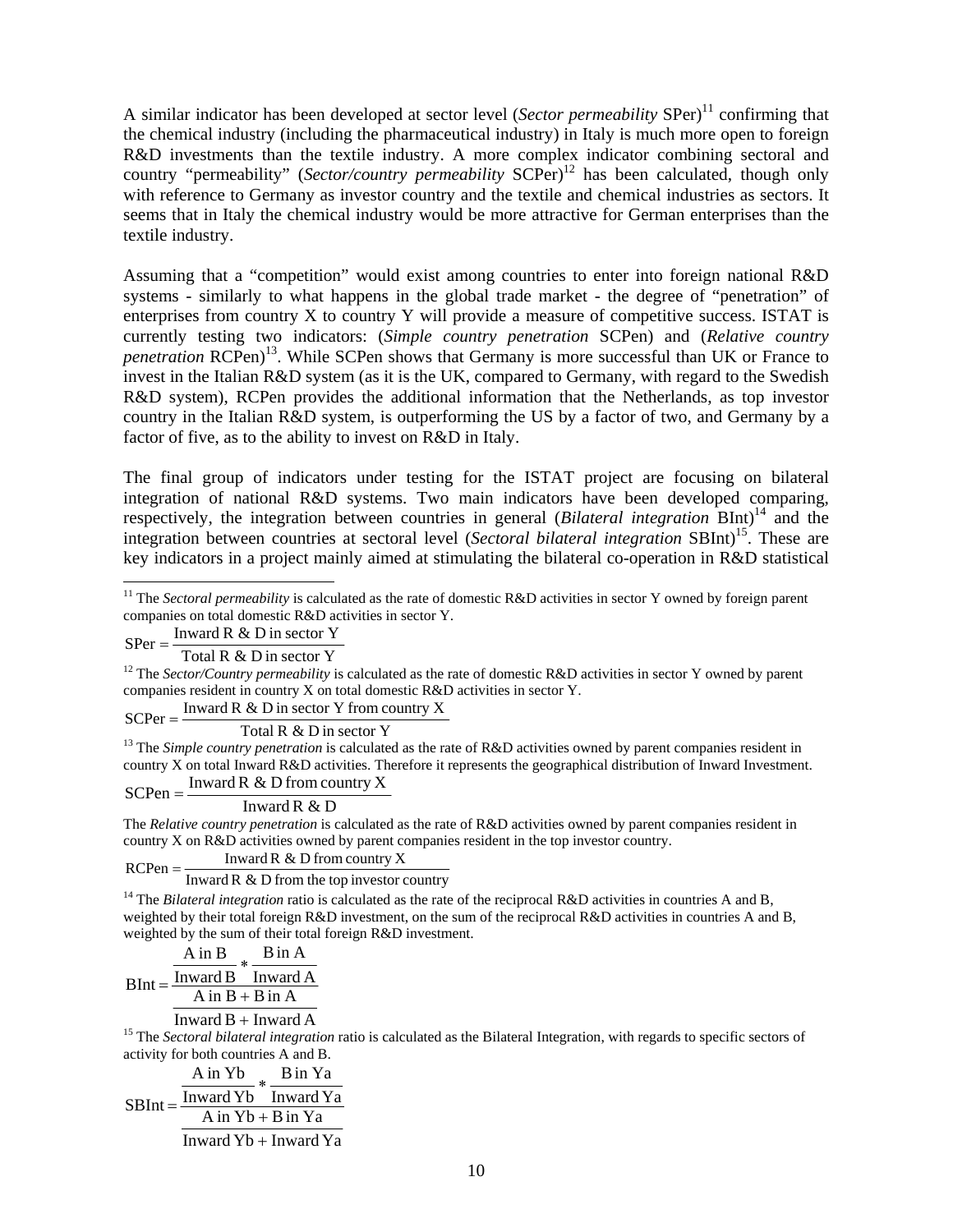A similar indicator has been developed at sector level (*Sector permeability* SPer)[11] confirming that the chemical industry (including the pharmaceutical industry) in Italy is much more open to foreign R&D investments than the textile industry. A more complex indicator combining sectoral and country "permeability" (*Sector/country permeability* SCPer)[12] has been calculated, though only with reference to Germany as investor country and the textile and chemical industries as sectors. It seems that in Italy the chemical industry would be more attractive for German enterprises than the textile industry.

Assuming that a "competition" would exist among countries to enter into foreign national R&D systems - similarly to what happens in the global trade market - the degree of "penetration" of enterprises from country X to country Y will provide a measure of competitive success. ISTAT is currently testing two indicators: (*Simple country penetration* SCPen) and (*Relative country penetration* RCPen)[13]. While SCPen shows that Germany is more successful than UK or France to invest in the Italian R&D system (as it is the UK, compared to Germany, with regard to the Swedish R&D system), RCPen provides the additional information that the Netherlands, as top investor country in the Italian R&D system, is outperforming the US by a factor of two, and Germany by a factor of five, as to the ability to invest on R&D in Italy.

The final group of indicators under testing for the ISTAT project are focusing on bilateral integration of national R&D systems. Two main indicators have been developed comparing, respectively, the integration between countries in general (*Bilateral integration* BInt)[14] and the integration between countries at sectoral level (*Sectoral bilateral integration* SBInt)[15]. These are key indicators in a project mainly aimed at stimulating the bilateral co-operation in R&D statistical

---

[11] The *Sectoral permeability* is calculated as the rate of domestic R&D activities in sector Y owned by foreign parent companies on total domestic R&D activities in sector Y.

$$\text{SPer} = \frac{\text{Inward R \& D in sector Y}}{\text{Total R \& D in sector Y}}$$

[12] The *Sector/Country permeability* is calculated as the rate of domestic R&D activities in sector Y owned by parent companies resident in country X on total domestic R&D activities in sector Y.

$$\text{SCPer} = \frac{\text{Inward R \& D in sector Y from country X}}{\text{Total R \& D in sector Y}}$$

[13] The *Simple country penetration* is calculated as the rate of R&D activities owned by parent companies resident in country X on total Inward R&D activities. Therefore it represents the geographical distribution of Inward Investment.

$$\text{SCPen} = \frac{\text{Inward R \& D from country X}}{\text{Inward R \& D}}$$

The *Relative country penetration* is calculated as the rate of R&D activities owned by parent companies resident in country X on R&D activities owned by parent companies resident in the top investor country.

$$\text{RCPen} = \frac{\text{Inward R \& D from country X}}{\text{Inward R \& D from the top investor country}}$$

[14] The *Bilateral integration* ratio is calculated as the rate of the reciprocal R&D activities in countries A and B, weighted by their total foreign R&D investment, on the sum of the reciprocal R&D activities in countries A and B, weighted by the sum of their total foreign R&D investment.

$$\text{BInt} = \frac{\dfrac{\text{A in B}}{\text{Inward B}} * \dfrac{\text{B in A}}{\text{Inward A}}}{\dfrac{\text{A in B} + \text{B in A}}{\text{Inward B} + \text{Inward A}}}$$

[15] The *Sectoral bilateral integration* ratio is calculated as the Bilateral Integration, with regards to specific sectors of activity for both countries A and B.

$$\text{SBInt} = \frac{\dfrac{\text{A in Yb}}{\text{Inward Yb}} * \dfrac{\text{B in Ya}}{\text{Inward Ya}}}{\dfrac{\text{A in Yb} + \text{B in Ya}}{\text{Inward Yb} + \text{Inward Ya}}}$$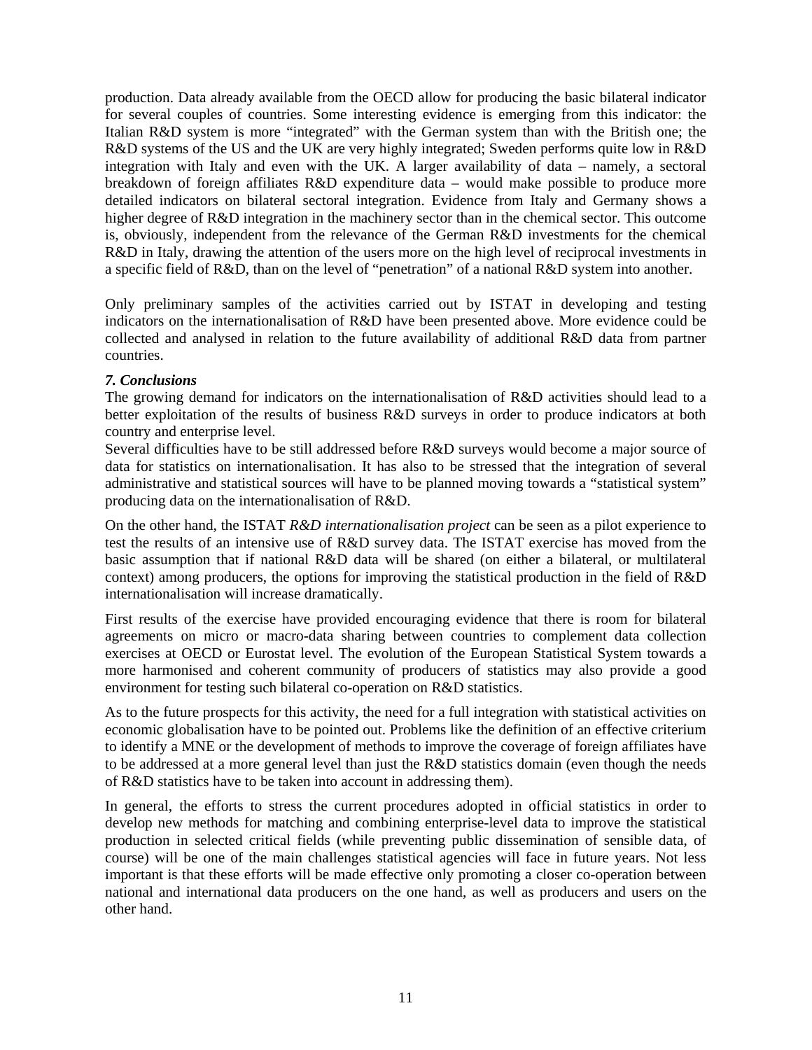production. Data already available from the OECD allow for producing the basic bilateral indicator for several couples of countries. Some interesting evidence is emerging from this indicator: the Italian R&D system is more "integrated" with the German system than with the British one; the R&D systems of the US and the UK are very highly integrated; Sweden performs quite low in R&D integration with Italy and even with the UK. A larger availability of data – namely, a sectoral breakdown of foreign affiliates R&D expenditure data – would make possible to produce more detailed indicators on bilateral sectoral integration. Evidence from Italy and Germany shows a higher degree of R&D integration in the machinery sector than in the chemical sector. This outcome is, obviously, independent from the relevance of the German R&D investments for the chemical R&D in Italy, drawing the attention of the users more on the high level of reciprocal investments in a specific field of R&D, than on the level of "penetration" of a national R&D system into another.

Only preliminary samples of the activities carried out by ISTAT in developing and testing indicators on the internationalisation of R&D have been presented above. More evidence could be collected and analysed in relation to the future availability of additional R&D data from partner countries.

### *7. Conclusions*

The growing demand for indicators on the internationalisation of R&D activities should lead to a better exploitation of the results of business R&D surveys in order to produce indicators at both country and enterprise level.

Several difficulties have to be still addressed before R&D surveys would become a major source of data for statistics on internationalisation. It has also to be stressed that the integration of several administrative and statistical sources will have to be planned moving towards a "statistical system" producing data on the internationalisation of R&D.

On the other hand, the ISTAT *R&D internationalisation project* can be seen as a pilot experience to test the results of an intensive use of R&D survey data. The ISTAT exercise has moved from the basic assumption that if national R&D data will be shared (on either a bilateral, or multilateral context) among producers, the options for improving the statistical production in the field of R&D internationalisation will increase dramatically.

First results of the exercise have provided encouraging evidence that there is room for bilateral agreements on micro or macro-data sharing between countries to complement data collection exercises at OECD or Eurostat level. The evolution of the European Statistical System towards a more harmonised and coherent community of producers of statistics may also provide a good environment for testing such bilateral co-operation on R&D statistics.

As to the future prospects for this activity, the need for a full integration with statistical activities on economic globalisation have to be pointed out. Problems like the definition of an effective criterium to identify a MNE or the development of methods to improve the coverage of foreign affiliates have to be addressed at a more general level than just the R&D statistics domain (even though the needs of R&D statistics have to be taken into account in addressing them).

In general, the efforts to stress the current procedures adopted in official statistics in order to develop new methods for matching and combining enterprise-level data to improve the statistical production in selected critical fields (while preventing public dissemination of sensible data, of course) will be one of the main challenges statistical agencies will face in future years. Not less important is that these efforts will be made effective only promoting a closer co-operation between national and international data producers on the one hand, as well as producers and users on the other hand.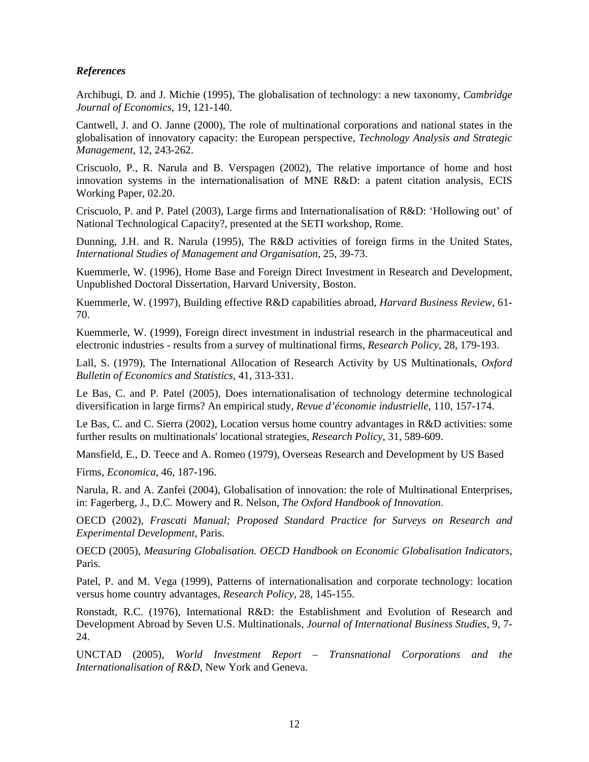***References***

Archibugi, D. and J. Michie (1995), The globalisation of technology: a new taxonomy, *Cambridge Journal of Economics*, 19, 121-140.

Cantwell, J. and O. Janne (2000), The role of multinational corporations and national states in the globalisation of innovatory capacity: the European perspective, *Technology Analysis and Strategic Management*, 12, 243-262.

Criscuolo, P., R. Narula and B. Verspagen (2002), The relative importance of home and host innovation systems in the internationalisation of MNE R&D: a patent citation analysis, ECIS Working Paper, 02.20.

Criscuolo, P. and P. Patel (2003), Large firms and Internationalisation of R&D: 'Hollowing out' of National Technological Capacity?, presented at the SETI workshop, Rome.

Dunning, J.H. and R. Narula (1995), The R&D activities of foreign firms in the United States, *International Studies of Management and Organisation*, 25, 39-73.

Kuemmerle, W. (1996), Home Base and Foreign Direct Investment in Research and Development, Unpublished Doctoral Dissertation, Harvard University, Boston.

Kuemmerle, W. (1997), Building effective R&D capabilities abroad, *Harvard Business Review*, 61-70.

Kuemmerle, W. (1999), Foreign direct investment in industrial research in the pharmaceutical and electronic industries - results from a survey of multinational firms, *Research Policy*, 28, 179-193.

Lall, S. (1979), The International Allocation of Research Activity by US Multinationals, *Oxford Bulletin of Economics and Statistics*, 41, 313-331.

Le Bas, C. and P. Patel (2005), Does internationalisation of technology determine technological diversification in large firms? An empirical study, *Revue d'économie industrielle*, 110, 157-174.

Le Bas, C. and C. Sierra (2002), Location versus home country advantages in R&D activities: some further results on multinationals' locational strategies, *Research Policy*, 31, 589-609.

Mansfield, E., D. Teece and A. Romeo (1979), Overseas Research and Development by US Based

Firms, *Economica*, 46, 187-196.

Narula, R. and A. Zanfei (2004), Globalisation of innovation: the role of Multinational Enterprises, in: Fagerberg, J., D.C. Mowery and R. Nelson, *The Oxford Handbook of Innovation*.

OECD (2002), *Frascati Manual; Proposed Standard Practice for Surveys on Research and Experimental Development*, Paris.

OECD (2005), *Measuring Globalisation. OECD Handbook on Economic Globalisation Indicators*, Paris.

Patel, P. and M. Vega (1999), Patterns of internationalisation and corporate technology: location versus home country advantages, *Research Policy*, 28, 145-155.

Ronstadt, R.C. (1976), International R&D: the Establishment and Evolution of Research and Development Abroad by Seven U.S. Multinationals, *Journal of International Business Studies*, 9, 7-24.

UNCTAD (2005), *World Investment Report – Transnational Corporations and the Internationalisation of R&D*, New York and Geneva.